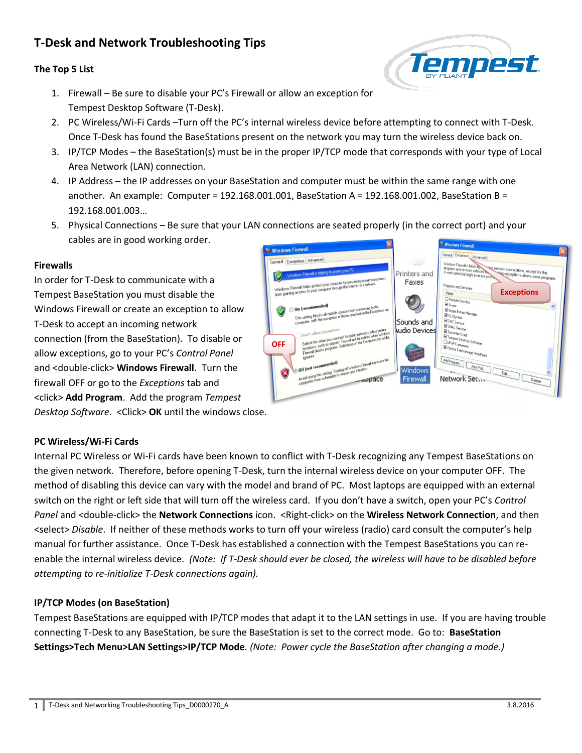# T-Desk and Network Troubleshooting Tips

**The Top 5 List**

1. Firewall – Be sure to disable your PC's Firewall or allow an exception for Tempest Desktop Software (T-Desk).
2. PC Wireless/Wi-Fi Cards –Turn off the PC's internal wireless device before attempting to connect with T-Desk. Once T-Desk has found the BaseStations present on the network you may turn the wireless device back on.
3. IP/TCP Modes – the BaseStation(s) must be in the proper IP/TCP mode that corresponds with your type of Local Area Network (LAN) connection.
4. IP Address – the IP addresses on your BaseStation and computer must be within the same range with one another. An example: Computer = 192.168.001.001, BaseStation A = 192.168.001.002, BaseStation B = 192.168.001.003…
5. Physical Connections – Be sure that your LAN connections are seated properly (in the correct port) and your cables are in good working order.

**Firewalls**

In order for T-Desk to communicate with a Tempest BaseStation you must disable the Windows Firewall or create an exception to allow T-Desk to accept an incoming network connection (from the BaseStation). To disable or allow exceptions, go to your PC's *Control Panel* and <double-click> **Windows Firewall**. Turn the firewall OFF or go to the *Exceptions* tab and <click> **Add Program**. Add the program *Tempest Desktop Software*. <Click> **OK** until the windows close.

**PC Wireless/Wi-Fi Cards**

Internal PC Wireless or Wi-Fi cards have been known to conflict with T-Desk recognizing any Tempest BaseStations on the given network. Therefore, before opening T-Desk, turn the internal wireless device on your computer OFF. The method of disabling this device can vary with the model and brand of PC. Most laptops are equipped with an external switch on the right or left side that will turn off the wireless card. If you don't have a switch, open your PC's *Control Panel* and <double-click> the **Network Connections** icon. <Right-click> on the **Wireless Network Connection**, and then <select> *Disable*. If neither of these methods works to turn off your wireless (radio) card consult the computer's help manual for further assistance. Once T-Desk has established a connection with the Tempest BaseStations you can re-enable the internal wireless device. *(Note: If T-Desk should ever be closed, the wireless will have to be disabled before attempting to re-initialize T-Desk connections again).*

**IP/TCP Modes (on BaseStation)**

Tempest BaseStations are equipped with IP/TCP modes that adapt it to the LAN settings in use. If you are having trouble connecting T-Desk to any BaseStation, be sure the BaseStation is set to the correct mode. Go to: **BaseStation Settings>Tech Menu>LAN Settings>IP/TCP Mode**. *(Note: Power cycle the BaseStation after changing a mode.)*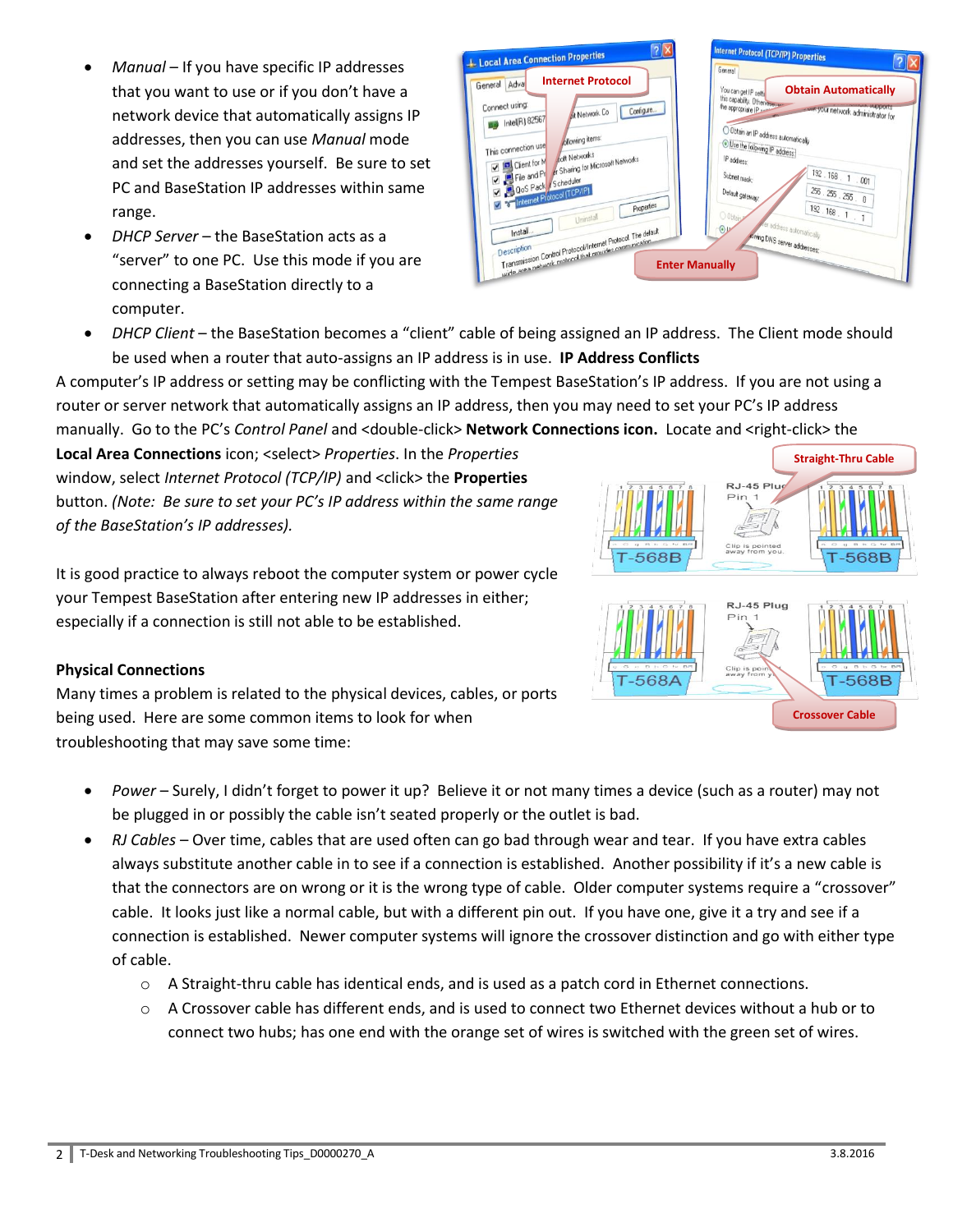- *Manual* – If you have specific IP addresses that you want to use or if you don't have a network device that automatically assigns IP addresses, then you can use *Manual* mode and set the addresses yourself. Be sure to set PC and BaseStation IP addresses within same range.
- *DHCP Server* – the BaseStation acts as a "server" to one PC. Use this mode if you are connecting a BaseStation directly to a computer.
- *DHCP Client* – the BaseStation becomes a "client" cable of being assigned an IP address. The Client mode should be used when a router that auto-assigns an IP address is in use.

**IP Address Conflicts**

A computer's IP address or setting may be conflicting with the Tempest BaseStation's IP address. If you are not using a router or server network that automatically assigns an IP address, then you may need to set your PC's IP address manually. Go to the PC's *Control Panel* and <double-click> **Network Connections icon.** Locate and <right-click> the **Local Area Connections** icon; <select> *Properties*. In the *Properties* window, select *Internet Protocol (TCP/IP)* and <click> the **Properties** button. *(Note: Be sure to set your PC's IP address within the same range of the BaseStation's IP addresses).*

It is good practice to always reboot the computer system or power cycle your Tempest BaseStation after entering new IP addresses in either; especially if a connection is still not able to be established.

**Physical Connections**

Many times a problem is related to the physical devices, cables, or ports being used. Here are some common items to look for when troubleshooting that may save some time:

- *Power* – Surely, I didn't forget to power it up? Believe it or not many times a device (such as a router) may not be plugged in or possibly the cable isn't seated properly or the outlet is bad.
- *RJ Cables* – Over time, cables that are used often can go bad through wear and tear. If you have extra cables always substitute another cable in to see if a connection is established. Another possibility if it's a new cable is that the connectors are on wrong or it is the wrong type of cable. Older computer systems require a "crossover" cable. It looks just like a normal cable, but with a different pin out. If you have one, give it a try and see if a connection is established. Newer computer systems will ignore the crossover distinction and go with either type of cable.
  - A Straight-thru cable has identical ends, and is used as a patch cord in Ethernet connections.
  - A Crossover cable has different ends, and is used to connect two Ethernet devices without a hub or to connect two hubs; has one end with the orange set of wires is switched with the green set of wires.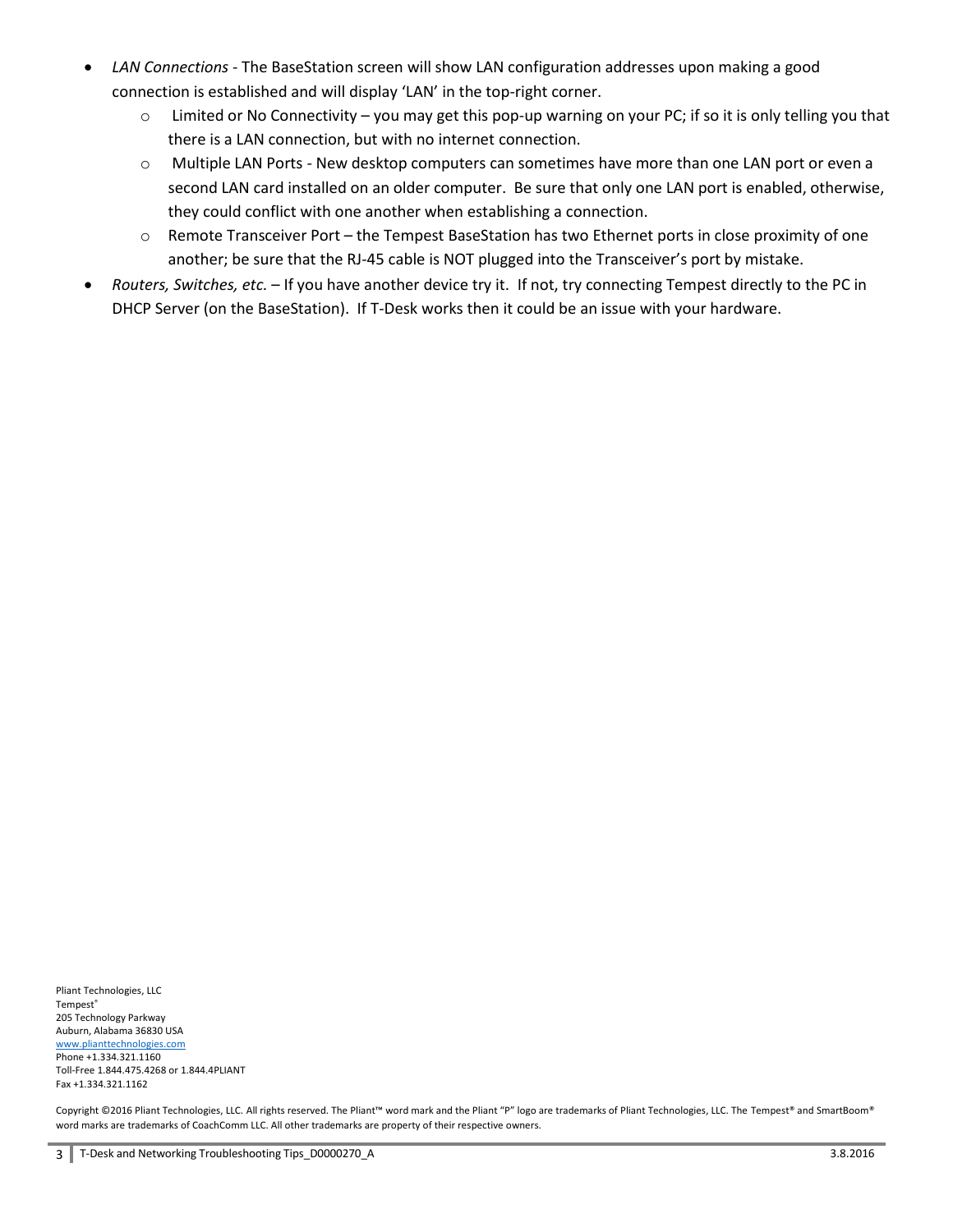- *LAN Connections* - The BaseStation screen will show LAN configuration addresses upon making a good connection is established and will display 'LAN' in the top-right corner.
    - Limited or No Connectivity – you may get this pop-up warning on your PC; if so it is only telling you that there is a LAN connection, but with no internet connection.
    - Multiple LAN Ports - New desktop computers can sometimes have more than one LAN port or even a second LAN card installed on an older computer. Be sure that only one LAN port is enabled, otherwise, they could conflict with one another when establishing a connection.
    - Remote Transceiver Port – the Tempest BaseStation has two Ethernet ports in close proximity of one another; be sure that the RJ-45 cable is NOT plugged into the Transceiver's port by mistake.
- *Routers, Switches, etc.* – If you have another device try it. If not, try connecting Tempest directly to the PC in DHCP Server (on the BaseStation). If T-Desk works then it could be an issue with your hardware.

Pliant Technologies, LLC
Tempest®
205 Technology Parkway
Auburn, Alabama 36830 USA
www.plianttechnologies.com
Phone +1.334.321.1160
Toll-Free 1.844.475.4268 or 1.844.4PLIANT
Fax +1.334.321.1162

Copyright ©2016 Pliant Technologies, LLC. All rights reserved. The Pliant™ word mark and the Pliant "P" logo are trademarks of Pliant Technologies, LLC. The Tempest® and SmartBoom® word marks are trademarks of CoachComm LLC. All other trademarks are property of their respective owners.